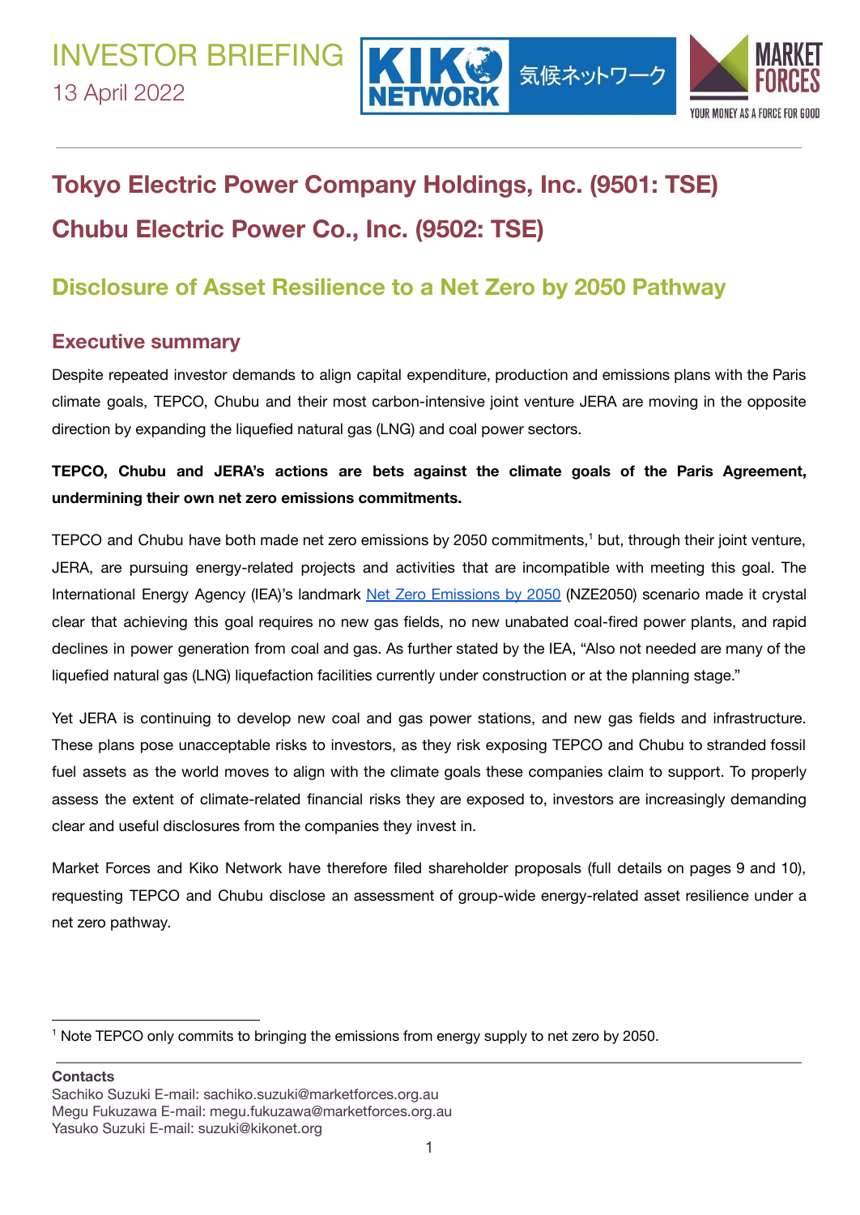INVESTOR BRIEFING
13 April 2022

# Tokyo Electric Power Company Holdings, Inc. (9501: TSE)
# Chubu Electric Power Co., Inc. (9502: TSE)

## Disclosure of Asset Resilience to a Net Zero by 2050 Pathway

### Executive summary

Despite repeated investor demands to align capital expenditure, production and emissions plans with the Paris climate goals, TEPCO, Chubu and their most carbon-intensive joint venture JERA are moving in the opposite direction by expanding the liquefied natural gas (LNG) and coal power sectors.

**TEPCO, Chubu and JERA's actions are bets against the climate goals of the Paris Agreement, undermining their own net zero emissions commitments.**

TEPCO and Chubu have both made net zero emissions by 2050 commitments,[1] but, through their joint venture, JERA, are pursuing energy-related projects and activities that are incompatible with meeting this goal. The International Energy Agency (IEA)'s landmark Net Zero Emissions by 2050 (NZE2050) scenario made it crystal clear that achieving this goal requires no new gas fields, no new unabated coal-fired power plants, and rapid declines in power generation from coal and gas. As further stated by the IEA, "Also not needed are many of the liquefied natural gas (LNG) liquefaction facilities currently under construction or at the planning stage."

Yet JERA is continuing to develop new coal and gas power stations, and new gas fields and infrastructure. These plans pose unacceptable risks to investors, as they risk exposing TEPCO and Chubu to stranded fossil fuel assets as the world moves to align with the climate goals these companies claim to support. To properly assess the extent of climate-related financial risks they are exposed to, investors are increasingly demanding clear and useful disclosures from the companies they invest in.

Market Forces and Kiko Network have therefore filed shareholder proposals (full details on pages 9 and 10), requesting TEPCO and Chubu disclose an assessment of group-wide energy-related asset resilience under a net zero pathway.

[1] Note TEPCO only commits to bringing the emissions from energy supply to net zero by 2050.

**Contacts**
Sachiko Suzuki E-mail: sachiko.suzuki@marketforces.org.au
Megu Fukuzawa E-mail: megu.fukuzawa@marketforces.org.au
Yasuko Suzuki E-mail: suzuki@kikonet.org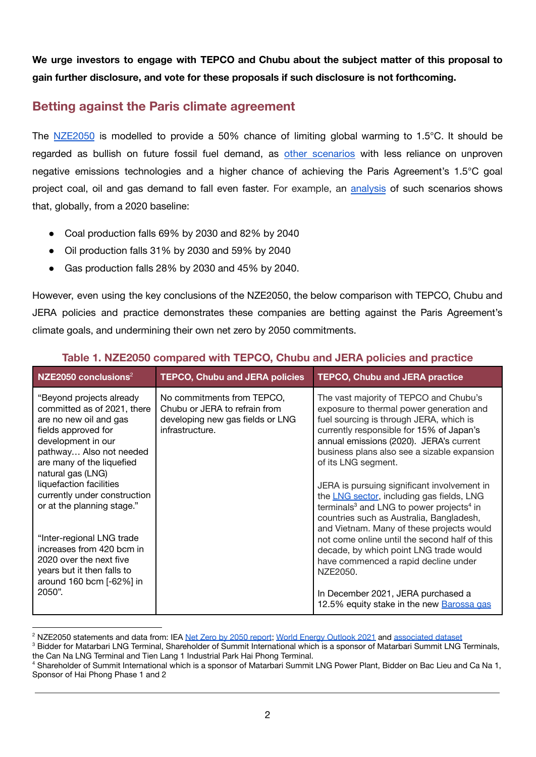**We urge investors to engage with TEPCO and Chubu about the subject matter of this proposal to gain further disclosure, and vote for these proposals if such disclosure is not forthcoming.**

## Betting against the Paris climate agreement

The NZE2050 is modelled to provide a 50% chance of limiting global warming to 1.5°C. It should be regarded as bullish on future fossil fuel demand, as other scenarios with less reliance on unproven negative emissions technologies and a higher chance of achieving the Paris Agreement's 1.5°C goal project coal, oil and gas demand to fall even faster. For example, an analysis of such scenarios shows that, globally, from a 2020 baseline:

- Coal production falls 69% by 2030 and 82% by 2040
- Oil production falls 31% by 2030 and 59% by 2040
- Gas production falls 28% by 2030 and 45% by 2040.

However, even using the key conclusions of the NZE2050, the below comparison with TEPCO, Chubu and JERA policies and practice demonstrates these companies are betting against the Paris Agreement's climate goals, and undermining their own net zero by 2050 commitments.

**Table 1. NZE2050 compared with TEPCO, Chubu and JERA policies and practice**

| NZE2050 conclusions[2] | TEPCO, Chubu and JERA policies | TEPCO, Chubu and JERA practice |
|---|---|---|
| "Beyond projects already committed as of 2021, there are no new oil and gas fields approved for development in our pathway… Also not needed are many of the liquefied natural gas (LNG) liquefaction facilities currently under construction or at the planning stage."<br><br>"Inter-regional LNG trade increases from 420 bcm in 2020 over the next five years but it then falls to around 160 bcm [-62%] in 2050". | No commitments from TEPCO, Chubu or JERA to refrain from developing new gas fields or LNG infrastructure. | The vast majority of TEPCO and Chubu's exposure to thermal power generation and fuel sourcing is through JERA, which is currently responsible for 15% of Japan's annual emissions (2020). JERA's current business plans also see a sizable expansion of its LNG segment.<br><br>JERA is pursuing significant involvement in the LNG sector, including gas fields, LNG terminals[3] and LNG to power projects[4] in countries such as Australia, Bangladesh, and Vietnam. Many of these projects would not come online until the second half of this decade, by which point LNG trade would have commenced a rapid decline under NZE2050.<br><br>In December 2021, JERA purchased a 12.5% equity stake in the new Barossa gas |

[2] NZE2050 statements and data from: IEA Net Zero by 2050 report; World Energy Outlook 2021 and associated dataset
[3] Bidder for Matarbari LNG Terminal, Shareholder of Summit International which is a sponsor of Matarbari Summit LNG Terminals, the Can Na LNG Terminal and Tien Lang 1 Industrial Park Hai Phong Terminal.
[4] Shareholder of Summit International which is a sponsor of Matarbari Summit LNG Power Plant, Bidder on Bac Lieu and Ca Na 1, Sponsor of Hai Phong Phase 1 and 2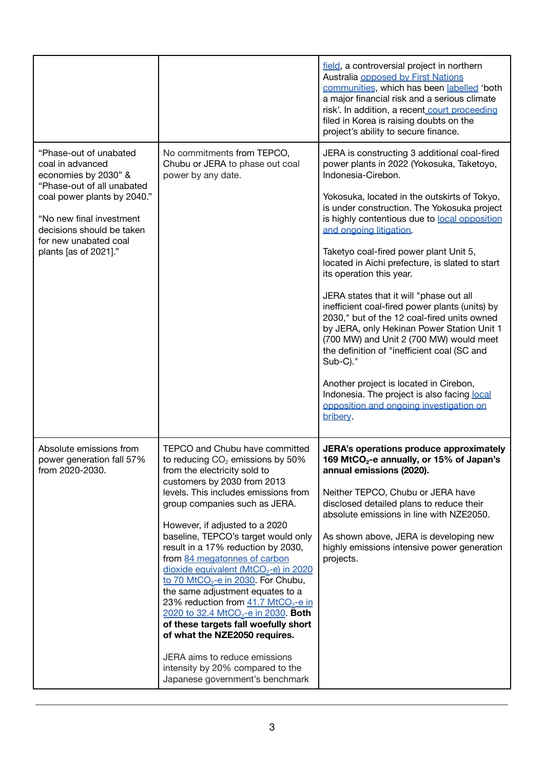| | | |
|---|---|---|
| | | field, a controversial project in northern Australia opposed by First Nations communities, which has been labelled 'both a major financial risk and a serious climate risk'. In addition, a recent court proceeding filed in Korea is raising doubts on the project's ability to secure finance. |
| "Phase-out of unabated coal in advanced economies by 2030" & "Phase-out of all unabated coal power plants by 2040."<br><br>"No new final investment decisions should be taken for new unabated coal plants [as of 2021]." | No commitments from TEPCO, Chubu or JERA to phase out coal power by any date. | JERA is constructing 3 additional coal-fired power plants in 2022 (Yokosuka, Taketoyo, Indonesia-Cirebon.<br><br>Yokosuka, located in the outskirts of Tokyo, is under construction. The Yokosuka project is highly contentious due to local opposition and ongoing litigation.<br><br>Taketyo coal-fired power plant Unit 5, located in Aichi prefecture, is slated to start its operation this year.<br><br>JERA states that it will "phase out all inefficient coal-fired power plants (units) by 2030," but of the 12 coal-fired units owned by JERA, only Hekinan Power Station Unit 1 (700 MW) and Unit 2 (700 MW) would meet the definition of "inefficient coal (SC and Sub-C)."<br><br>Another project is located in Cirebon, Indonesia. The project is also facing local opposition and ongoing investigation on bribery. |
| Absolute emissions from power generation fall 57% from 2020-2030. | TEPCO and Chubu have committed to reducing $CO_2$ emissions by 50% from the electricity sold to customers by 2030 from 2013 levels. This includes emissions from group companies such as JERA.<br><br>However, if adjusted to a 2020 baseline, TEPCO's target would only result in a 17% reduction by 2030, from 84 megatonnes of carbon dioxide equivalent ($MtCO_2$-e) in 2020 to 70 $MtCO_2$-e in 2030. For Chubu, the same adjustment equates to a 23% reduction from 41.7 $MtCO_2$-e in 2020 to 32.4 $MtCO_2$-e in 2030. **Both of these targets fall woefully short of what the NZE2050 requires.**<br><br>JERA aims to reduce emissions intensity by 20% compared to the Japanese government's benchmark | **JERA's operations produce approximately 169 $MtCO_2$-e annually, or 15% of Japan's annual emissions (2020).**<br><br>Neither TEPCO, Chubu or JERA have disclosed detailed plans to reduce their absolute emissions in line with NZE2050.<br><br>As shown above, JERA is developing new highly emissions intensive power generation projects. |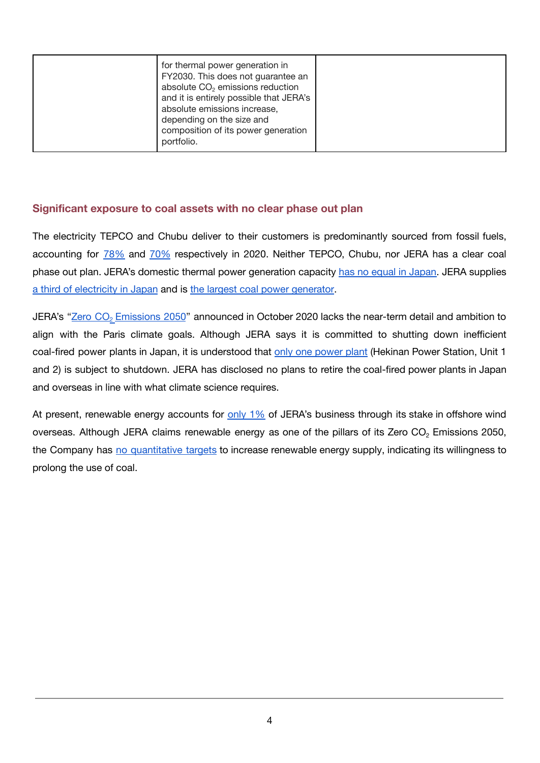|  | for thermal power generation in FY2030. This does not guarantee an absolute $CO_2$ emissions reduction and it is entirely possible that JERA's absolute emissions increase, depending on the size and composition of its power generation portfolio. |  |
|---|---|---|

### Significant exposure to coal assets with no clear phase out plan

The electricity TEPCO and Chubu deliver to their customers is predominantly sourced from fossil fuels, accounting for 78% and 70% respectively in 2020. Neither TEPCO, Chubu, nor JERA has a clear coal phase out plan. JERA's domestic thermal power generation capacity has no equal in Japan. JERA supplies a third of electricity in Japan and is the largest coal power generator.

JERA's "Zero $CO_2$ Emissions 2050" announced in October 2020 lacks the near-term detail and ambition to align with the Paris climate goals. Although JERA says it is committed to shutting down inefficient coal-fired power plants in Japan, it is understood that only one power plant (Hekinan Power Station, Unit 1 and 2) is subject to shutdown. JERA has disclosed no plans to retire the coal-fired power plants in Japan and overseas in line with what climate science requires.

At present, renewable energy accounts for only 1% of JERA's business through its stake in offshore wind overseas. Although JERA claims renewable energy as one of the pillars of its Zero $CO_2$ Emissions 2050, the Company has no quantitative targets to increase renewable energy supply, indicating its willingness to prolong the use of coal.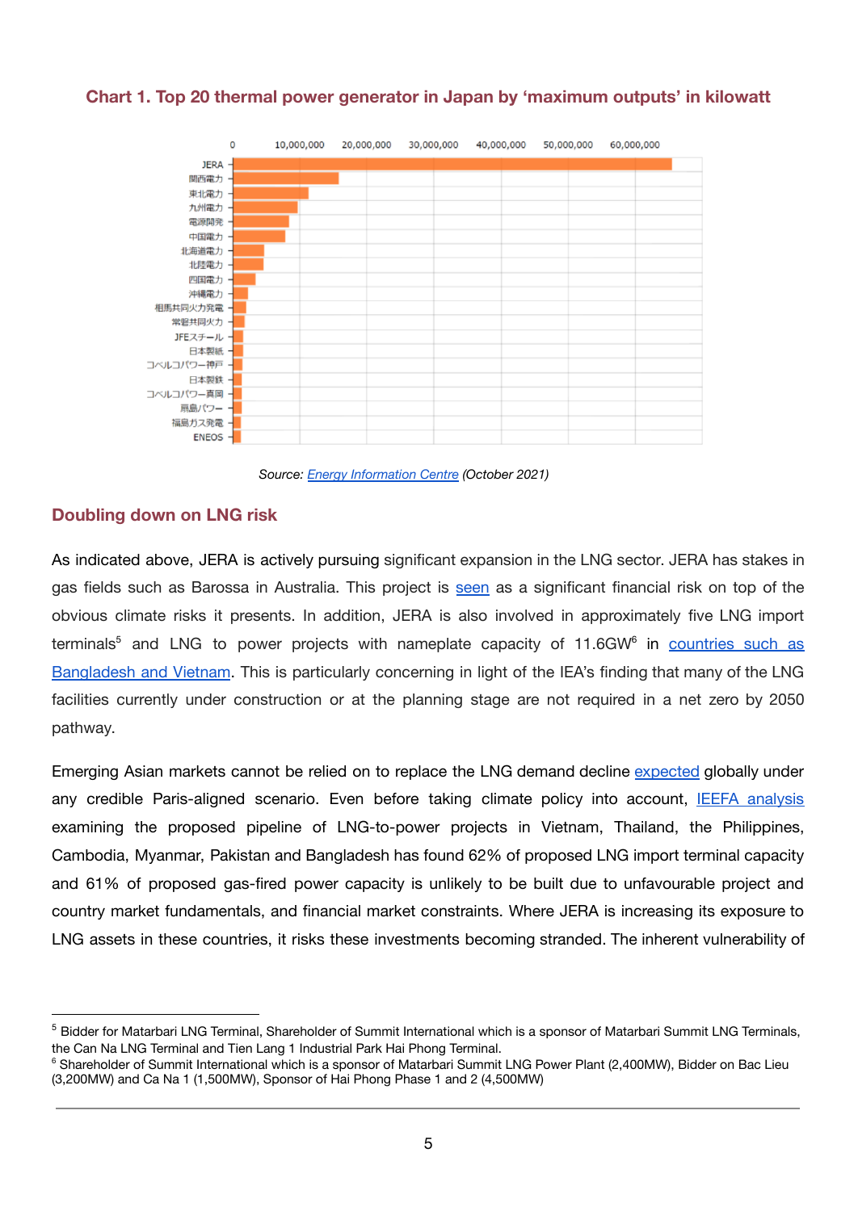### Chart 1. Top 20 thermal power generator in Japan by 'maximum outputs' in kilowatt

Source: *Energy Information Centre (October 2021)*

## Doubling down on LNG risk

As indicated above, JERA is actively pursuing significant expansion in the LNG sector. JERA has stakes in gas fields such as Barossa in Australia. This project is seen as a significant financial risk on top of the obvious climate risks it presents. In addition, JERA is also involved in approximately five LNG import terminals[5] and LNG to power projects with nameplate capacity of 11.6GW[6] in countries such as Bangladesh and Vietnam. This is particularly concerning in light of the IEA's finding that many of the LNG facilities currently under construction or at the planning stage are not required in a net zero by 2050 pathway.

Emerging Asian markets cannot be relied on to replace the LNG demand decline expected globally under any credible Paris-aligned scenario. Even before taking climate policy into account, IEEFA analysis examining the proposed pipeline of LNG-to-power projects in Vietnam, Thailand, the Philippines, Cambodia, Myanmar, Pakistan and Bangladesh has found 62% of proposed LNG import terminal capacity and 61% of proposed gas-fired power capacity is unlikely to be built due to unfavourable project and country market fundamentals, and financial market constraints. Where JERA is increasing its exposure to LNG assets in these countries, it risks these investments becoming stranded. The inherent vulnerability of

---

[5] Bidder for Matarbari LNG Terminal, Shareholder of Summit International which is a sponsor of Matarbari Summit LNG Terminals, the Can Na LNG Terminal and Tien Lang 1 Industrial Park Hai Phong Terminal.

[6] Shareholder of Summit International which is a sponsor of Matarbari Summit LNG Power Plant (2,400MW), Bidder on Bac Lieu (3,200MW) and Ca Na 1 (1,500MW), Sponsor of Hai Phong Phase 1 and 2 (4,500MW)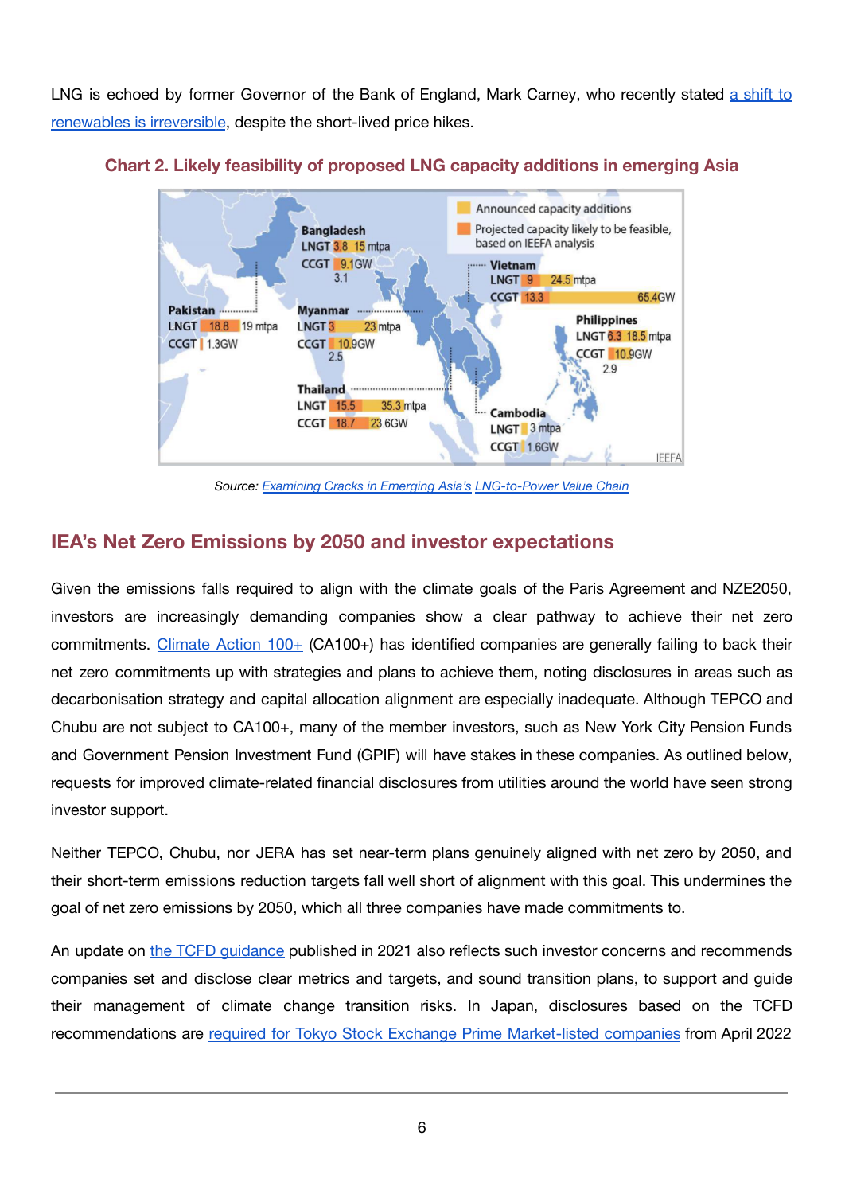LNG is echoed by former Governor of the Bank of England, Mark Carney, who recently stated a shift to renewables is irreversible, despite the short-lived price hikes.

## Chart 2. Likely feasibility of proposed LNG capacity additions in emerging Asia

Source: *Examining Cracks in Emerging Asia's LNG-to-Power Value Chain*

## IEA's Net Zero Emissions by 2050 and investor expectations

Given the emissions falls required to align with the climate goals of the Paris Agreement and NZE2050, investors are increasingly demanding companies show a clear pathway to achieve their net zero commitments. Climate Action 100+ (CA100+) has identified companies are generally failing to back their net zero commitments up with strategies and plans to achieve them, noting disclosures in areas such as decarbonisation strategy and capital allocation alignment are especially inadequate. Although TEPCO and Chubu are not subject to CA100+, many of the member investors, such as New York City Pension Funds and Government Pension Investment Fund (GPIF) will have stakes in these companies. As outlined below, requests for improved climate-related financial disclosures from utilities around the world have seen strong investor support.

Neither TEPCO, Chubu, nor JERA has set near-term plans genuinely aligned with net zero by 2050, and their short-term emissions reduction targets fall well short of alignment with this goal. This undermines the goal of net zero emissions by 2050, which all three companies have made commitments to.

An update on the TCFD guidance published in 2021 also reflects such investor concerns and recommends companies set and disclose clear metrics and targets, and sound transition plans, to support and guide their management of climate change transition risks. In Japan, disclosures based on the TCFD recommendations are required for Tokyo Stock Exchange Prime Market-listed companies from April 2022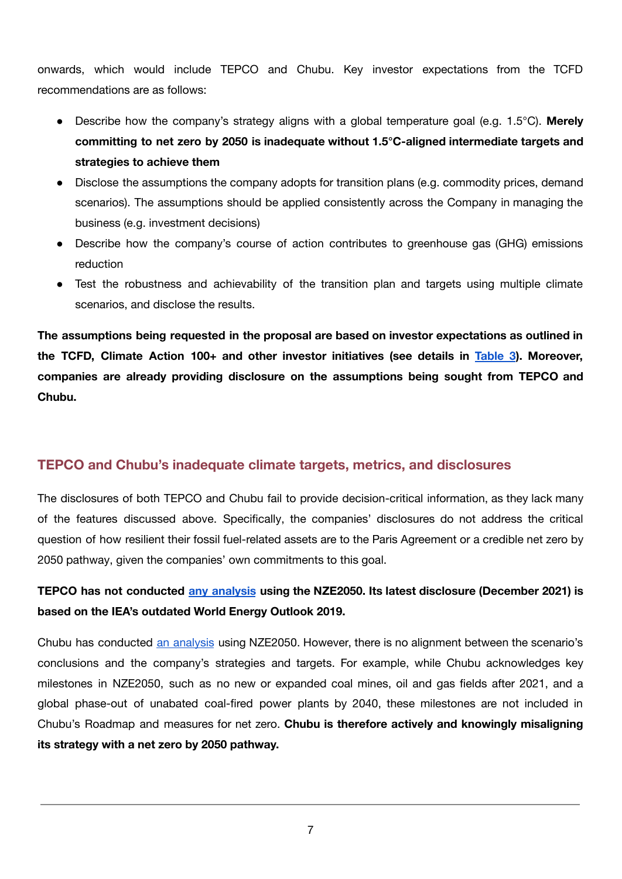onwards, which would include TEPCO and Chubu. Key investor expectations from the TCFD recommendations are as follows:

- Describe how the company's strategy aligns with a global temperature goal (e.g. 1.5°C). **Merely committing to net zero by 2050 is inadequate without 1.5°C-aligned intermediate targets and strategies to achieve them**
- Disclose the assumptions the company adopts for transition plans (e.g. commodity prices, demand scenarios). The assumptions should be applied consistently across the Company in managing the business (e.g. investment decisions)
- Describe how the company's course of action contributes to greenhouse gas (GHG) emissions reduction
- Test the robustness and achievability of the transition plan and targets using multiple climate scenarios, and disclose the results.

**The assumptions being requested in the proposal are based on investor expectations as outlined in the TCFD, Climate Action 100+ and other investor initiatives (see details in Table 3). Moreover, companies are already providing disclosure on the assumptions being sought from TEPCO and Chubu.**

## TEPCO and Chubu's inadequate climate targets, metrics, and disclosures

The disclosures of both TEPCO and Chubu fail to provide decision-critical information, as they lack many of the features discussed above. Specifically, the companies' disclosures do not address the critical question of how resilient their fossil fuel-related assets are to the Paris Agreement or a credible net zero by 2050 pathway, given the companies' own commitments to this goal.

**TEPCO has not conducted any analysis using the NZE2050. Its latest disclosure (December 2021) is based on the IEA's outdated World Energy Outlook 2019.**

Chubu has conducted an analysis using NZE2050. However, there is no alignment between the scenario's conclusions and the company's strategies and targets. For example, while Chubu acknowledges key milestones in NZE2050, such as no new or expanded coal mines, oil and gas fields after 2021, and a global phase-out of unabated coal-fired power plants by 2040, these milestones are not included in Chubu's Roadmap and measures for net zero. **Chubu is therefore actively and knowingly misaligning its strategy with a net zero by 2050 pathway.**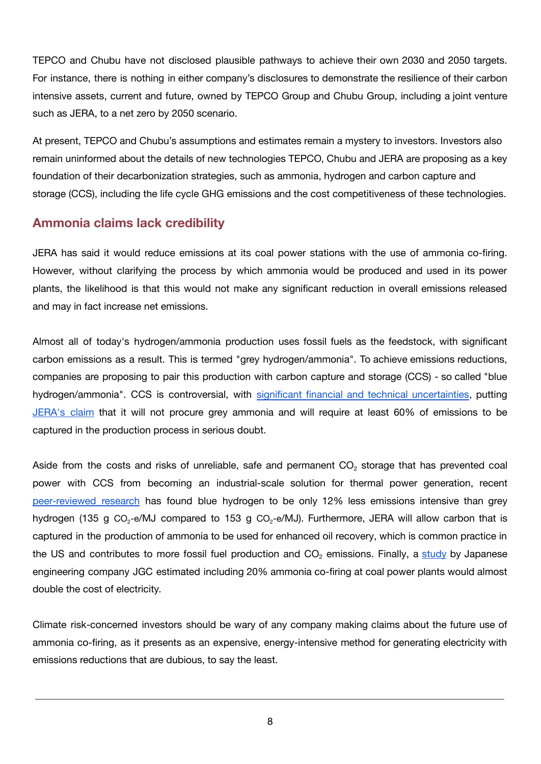TEPCO and Chubu have not disclosed plausible pathways to achieve their own 2030 and 2050 targets. For instance, there is nothing in either company's disclosures to demonstrate the resilience of their carbon intensive assets, current and future, owned by TEPCO Group and Chubu Group, including a joint venture such as JERA, to a net zero by 2050 scenario.

At present, TEPCO and Chubu's assumptions and estimates remain a mystery to investors. Investors also remain uninformed about the details of new technologies TEPCO, Chubu and JERA are proposing as a key foundation of their decarbonization strategies, such as ammonia, hydrogen and carbon capture and storage (CCS), including the life cycle GHG emissions and the cost competitiveness of these technologies.

## Ammonia claims lack credibility

JERA has said it would reduce emissions at its coal power stations with the use of ammonia co-firing. However, without clarifying the process by which ammonia would be produced and used in its power plants, the likelihood is that this would not make any significant reduction in overall emissions released and may in fact increase net emissions.

Almost all of today's hydrogen/ammonia production uses fossil fuels as the feedstock, with significant carbon emissions as a result. This is termed "grey hydrogen/ammonia". To achieve emissions reductions, companies are proposing to pair this production with carbon capture and storage (CCS) - so called "blue hydrogen/ammonia". CCS is controversial, with significant financial and technical uncertainties, putting JERA's claim that it will not procure grey ammonia and will require at least 60% of emissions to be captured in the production process in serious doubt.

Aside from the costs and risks of unreliable, safe and permanent $CO_2$ storage that has prevented coal power with CCS from becoming an industrial-scale solution for thermal power generation, recent peer-reviewed research has found blue hydrogen to be only 12% less emissions intensive than grey hydrogen (135 g $CO_2$-e/MJ compared to 153 g $CO_2$-e/MJ). Furthermore, JERA will allow carbon that is captured in the production of ammonia to be used for enhanced oil recovery, which is common practice in the US and contributes to more fossil fuel production and $CO_2$ emissions. Finally, a study by Japanese engineering company JGC estimated including 20% ammonia co-firing at coal power plants would almost double the cost of electricity.

Climate risk-concerned investors should be wary of any company making claims about the future use of ammonia co-firing, as it presents as an expensive, energy-intensive method for generating electricity with emissions reductions that are dubious, to say the least.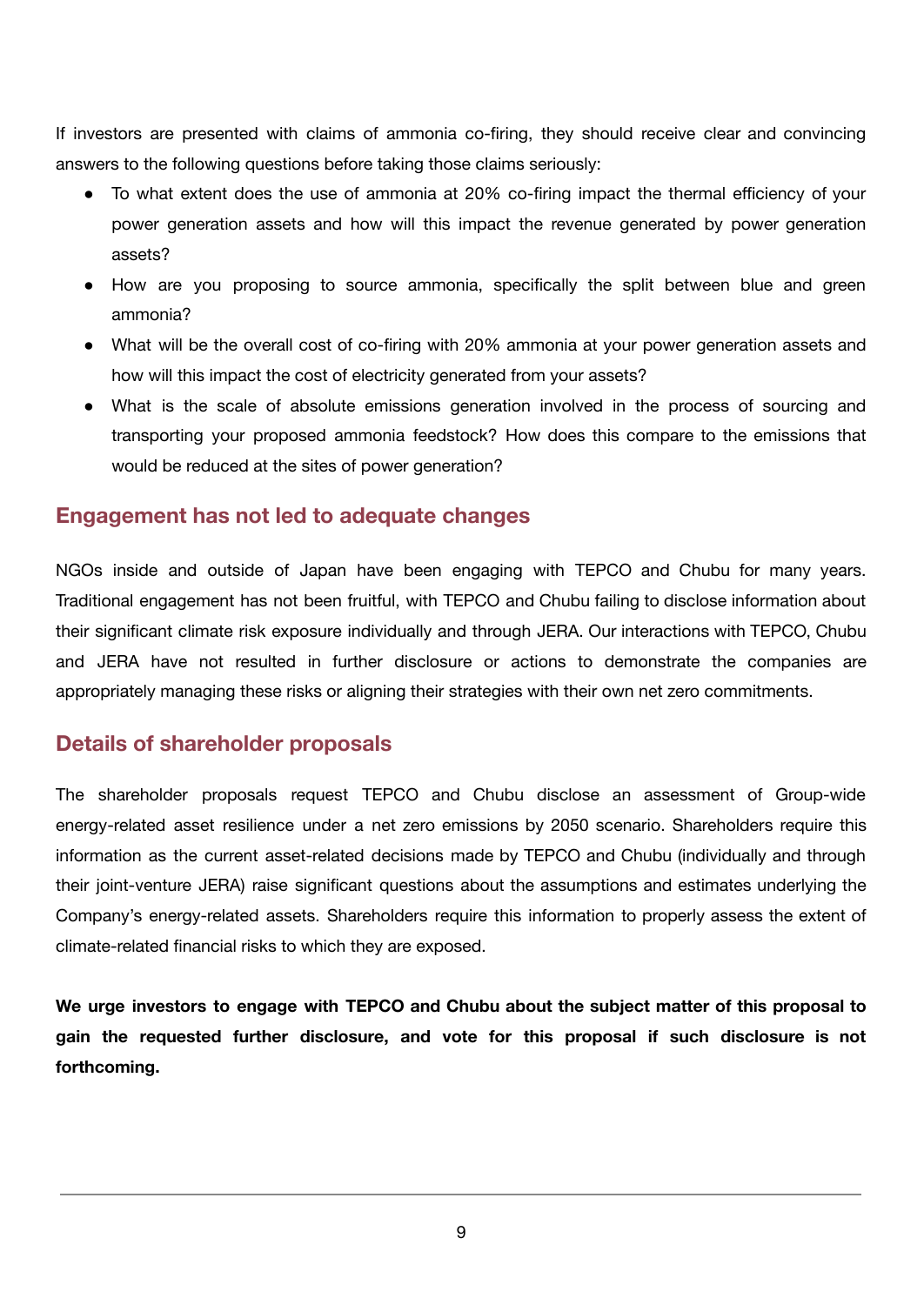If investors are presented with claims of ammonia co-firing, they should receive clear and convincing answers to the following questions before taking those claims seriously:

- To what extent does the use of ammonia at 20% co-firing impact the thermal efficiency of your power generation assets and how will this impact the revenue generated by power generation assets?
- How are you proposing to source ammonia, specifically the split between blue and green ammonia?
- What will be the overall cost of co-firing with 20% ammonia at your power generation assets and how will this impact the cost of electricity generated from your assets?
- What is the scale of absolute emissions generation involved in the process of sourcing and transporting your proposed ammonia feedstock? How does this compare to the emissions that would be reduced at the sites of power generation?

## Engagement has not led to adequate changes

NGOs inside and outside of Japan have been engaging with TEPCO and Chubu for many years. Traditional engagement has not been fruitful, with TEPCO and Chubu failing to disclose information about their significant climate risk exposure individually and through JERA. Our interactions with TEPCO, Chubu and JERA have not resulted in further disclosure or actions to demonstrate the companies are appropriately managing these risks or aligning their strategies with their own net zero commitments.

## Details of shareholder proposals

The shareholder proposals request TEPCO and Chubu disclose an assessment of Group-wide energy-related asset resilience under a net zero emissions by 2050 scenario. Shareholders require this information as the current asset-related decisions made by TEPCO and Chubu (individually and through their joint-venture JERA) raise significant questions about the assumptions and estimates underlying the Company's energy-related assets. Shareholders require this information to properly assess the extent of climate-related financial risks to which they are exposed.

**We urge investors to engage with TEPCO and Chubu about the subject matter of this proposal to gain the requested further disclosure, and vote for this proposal if such disclosure is not forthcoming.**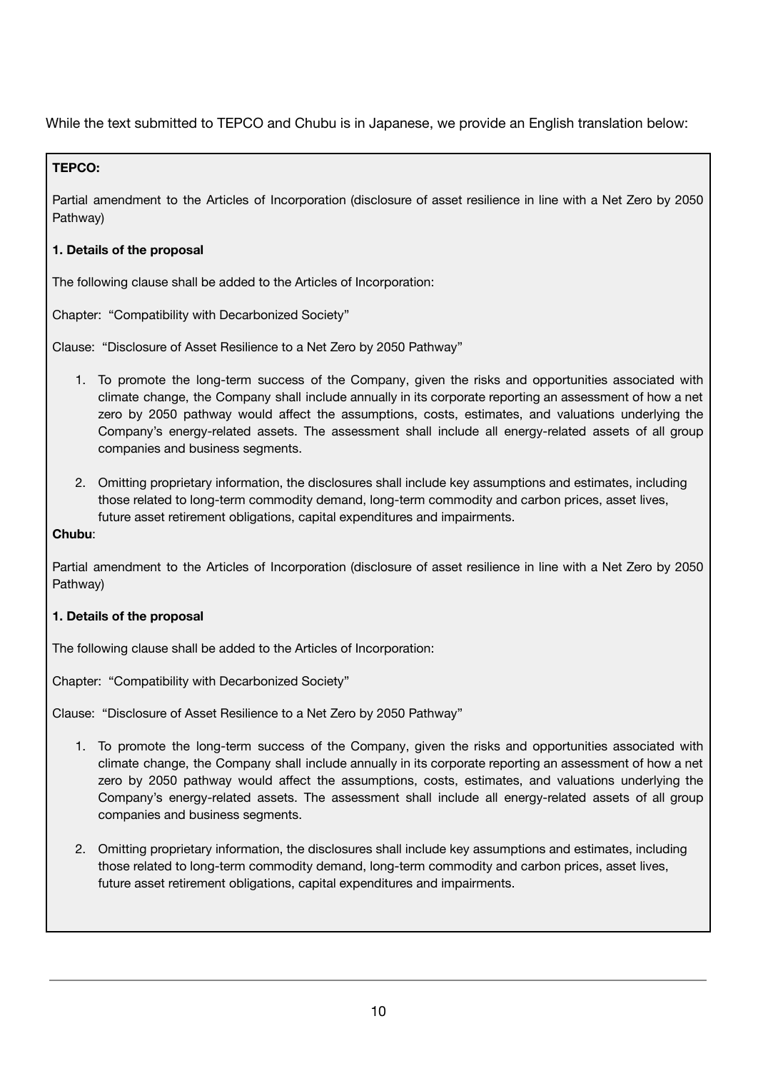While the text submitted to TEPCO and Chubu is in Japanese, we provide an English translation below:

**TEPCO:**

Partial amendment to the Articles of Incorporation (disclosure of asset resilience in line with a Net Zero by 2050 Pathway)

**1. Details of the proposal**

The following clause shall be added to the Articles of Incorporation:

Chapter: "Compatibility with Decarbonized Society"

Clause: "Disclosure of Asset Resilience to a Net Zero by 2050 Pathway"

1. To promote the long-term success of the Company, given the risks and opportunities associated with climate change, the Company shall include annually in its corporate reporting an assessment of how a net zero by 2050 pathway would affect the assumptions, costs, estimates, and valuations underlying the Company's energy-related assets. The assessment shall include all energy-related assets of all group companies and business segments.
2. Omitting proprietary information, the disclosures shall include key assumptions and estimates, including those related to long-term commodity demand, long-term commodity and carbon prices, asset lives, future asset retirement obligations, capital expenditures and impairments.

**Chubu**:

Partial amendment to the Articles of Incorporation (disclosure of asset resilience in line with a Net Zero by 2050 Pathway)

**1. Details of the proposal**

The following clause shall be added to the Articles of Incorporation:

Chapter: "Compatibility with Decarbonized Society"

Clause: "Disclosure of Asset Resilience to a Net Zero by 2050 Pathway"

1. To promote the long-term success of the Company, given the risks and opportunities associated with climate change, the Company shall include annually in its corporate reporting an assessment of how a net zero by 2050 pathway would affect the assumptions, costs, estimates, and valuations underlying the Company's energy-related assets. The assessment shall include all energy-related assets of all group companies and business segments.
2. Omitting proprietary information, the disclosures shall include key assumptions and estimates, including those related to long-term commodity demand, long-term commodity and carbon prices, asset lives, future asset retirement obligations, capital expenditures and impairments.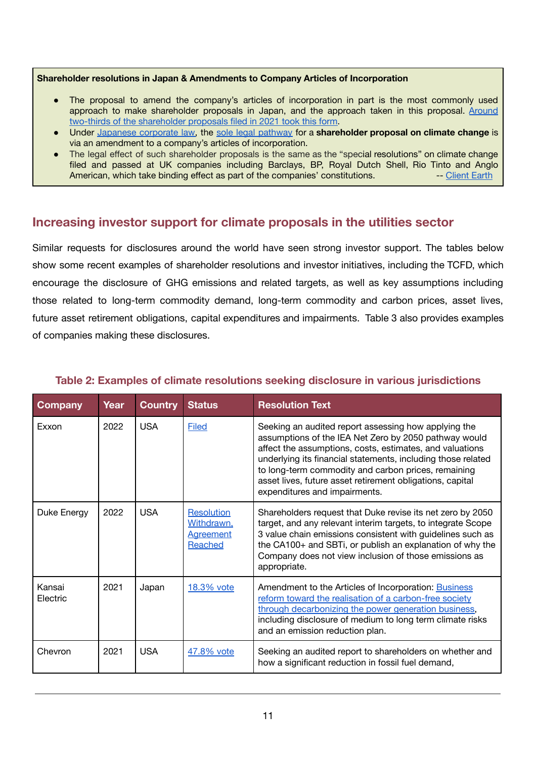**Shareholder resolutions in Japan & Amendments to Company Articles of Incorporation**

- The proposal to amend the company's articles of incorporation in part is the most commonly used approach to make shareholder proposals in Japan, and the approach taken in this proposal. Around two-thirds of the shareholder proposals filed in 2021 took this form.
- Under Japanese corporate law, the sole legal pathway for a **shareholder proposal on climate change** is via an amendment to a company's articles of incorporation.
- The legal effect of such shareholder proposals is the same as the "special resolutions" on climate change filed and passed at UK companies including Barclays, BP, Royal Dutch Shell, Rio Tinto and Anglo American, which take binding effect as part of the companies' constitutions. -- Client Earth

## Increasing investor support for climate proposals in the utilities sector

Similar requests for disclosures around the world have seen strong investor support. The tables below show some recent examples of shareholder resolutions and investor initiatives, including the TCFD, which encourage the disclosure of GHG emissions and related targets, as well as key assumptions including those related to long-term commodity demand, long-term commodity and carbon prices, asset lives, future asset retirement obligations, capital expenditures and impairments. Table 3 also provides examples of companies making these disclosures.

**Table 2: Examples of climate resolutions seeking disclosure in various jurisdictions**

| Company | Year | Country | Status | Resolution Text |
|---|---|---|---|---|
| Exxon | 2022 | USA | Filed | Seeking an audited report assessing how applying the assumptions of the IEA Net Zero by 2050 pathway would affect the assumptions, costs, estimates, and valuations underlying its financial statements, including those related to long-term commodity and carbon prices, remaining asset lives, future asset retirement obligations, capital expenditures and impairments. |
| Duke Energy | 2022 | USA | Resolution Withdrawn, Agreement Reached | Shareholders request that Duke revise its net zero by 2050 target, and any relevant interim targets, to integrate Scope 3 value chain emissions consistent with guidelines such as the CA100+ and SBTi, or publish an explanation of why the Company does not view inclusion of those emissions as appropriate. |
| Kansai Electric | 2021 | Japan | 18.3% vote | Amendment to the Articles of Incorporation: Business reform toward the realisation of a carbon-free society through decarbonizing the power generation business, including disclosure of medium to long term climate risks and an emission reduction plan. |
| Chevron | 2021 | USA | 47.8% vote | Seeking an audited report to shareholders on whether and how a significant reduction in fossil fuel demand, |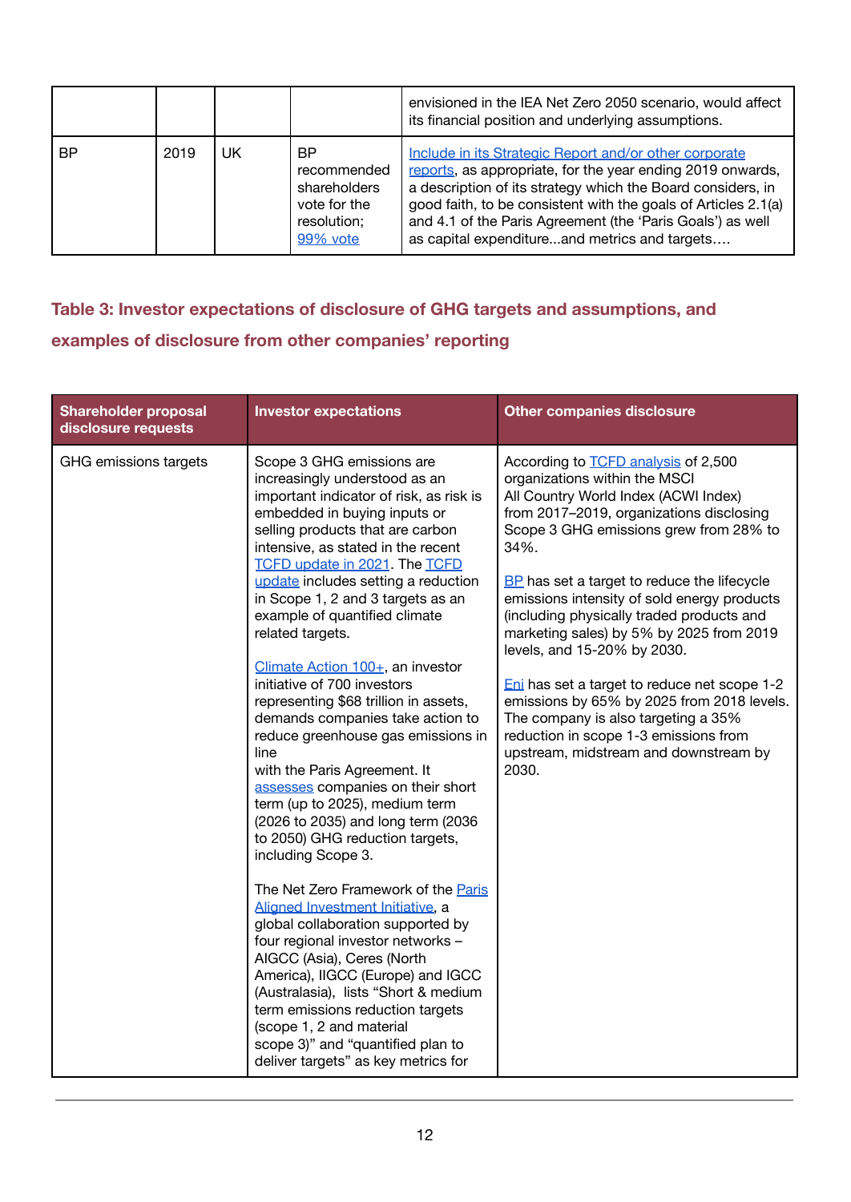| | | | | envisioned in the IEA Net Zero 2050 scenario, would affect its financial position and underlying assumptions. |
|---|---|---|---|---|
| BP | 2019 | UK | BP recommended shareholders vote for the resolution; 99% vote | Include in its Strategic Report and/or other corporate reports, as appropriate, for the year ending 2019 onwards, a description of its strategy which the Board considers, in good faith, to be consistent with the goals of Articles 2.1(a) and 4.1 of the Paris Agreement (the 'Paris Goals') as well as capital expenditure...and metrics and targets…. |

## Table 3: Investor expectations of disclosure of GHG targets and assumptions, and examples of disclosure from other companies' reporting

| Shareholder proposal disclosure requests | Investor expectations | Other companies disclosure |
|---|---|---|
| GHG emissions targets | Scope 3 GHG emissions are increasingly understood as an important indicator of risk, as risk is embedded in buying inputs or selling products that are carbon intensive, as stated in the recent TCFD update in 2021. The TCFD update includes setting a reduction in Scope 1, 2 and 3 targets as an example of quantified climate related targets.<br><br>Climate Action 100+, an investor initiative of 700 investors representing $68 trillion in assets, demands companies take action to reduce greenhouse gas emissions in line with the Paris Agreement. It assesses companies on their short term (up to 2025), medium term (2026 to 2035) and long term (2036 to 2050) GHG reduction targets, including Scope 3.<br><br>The Net Zero Framework of the Paris Aligned Investment Initiative, a global collaboration supported by four regional investor networks – AIGCC (Asia), Ceres (North America), IIGCC (Europe) and IGCC (Australasia), lists "Short & medium term emissions reduction targets (scope 1, 2 and material scope 3)" and "quantified plan to deliver targets" as key metrics for | According to TCFD analysis of 2,500 organizations within the MSCI All Country World Index (ACWI Index) from 2017–2019, organizations disclosing Scope 3 GHG emissions grew from 28% to 34%.<br><br>BP has set a target to reduce the lifecycle emissions intensity of sold energy products (including physically traded products and marketing sales) by 5% by 2025 from 2019 levels, and 15-20% by 2030.<br><br>Eni has set a target to reduce net scope 1-2 emissions by 65% by 2025 from 2018 levels. The company is also targeting a 35% reduction in scope 1-3 emissions from upstream, midstream and downstream by 2030. |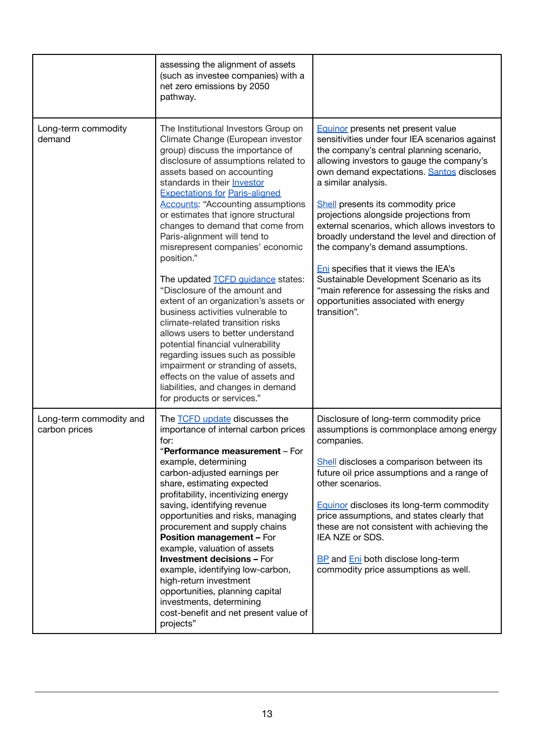| | | |
|---|---|---|
| | assessing the alignment of assets (such as investee companies) with a net zero emissions by 2050 pathway. | |
| Long-term commodity demand | The Institutional Investors Group on Climate Change (European investor group) discuss the importance of disclosure of assumptions related to assets based on accounting standards in their Investor Expectations for Paris-aligned Accounts: "Accounting assumptions or estimates that ignore structural changes to demand that come from Paris-alignment will tend to misrepresent companies' economic position."<br><br>The updated TCFD guidance states: "Disclosure of the amount and extent of an organization's assets or business activities vulnerable to climate-related transition risks allows users to better understand potential financial vulnerability regarding issues such as possible impairment or stranding of assets, effects on the value of assets and liabilities, and changes in demand for products or services." | Equinor presents net present value sensitivities under four IEA scenarios against the company's central planning scenario, allowing investors to gauge the company's own demand expectations. Santos discloses a similar analysis.<br><br>Shell presents its commodity price projections alongside projections from external scenarios, which allows investors to broadly understand the level and direction of the company's demand assumptions.<br><br>Eni specifies that it views the IEA's Sustainable Development Scenario as its "main reference for assessing the risks and opportunities associated with energy transition". |
| Long-term commodity and carbon prices | The TCFD update discusses the importance of internal carbon prices for:<br>"**Performance measurement** – For example, determining carbon-adjusted earnings per share, estimating expected profitability, incentivizing energy saving, identifying revenue opportunities and risks, managing procurement and supply chains<br>**Position management –** For example, valuation of assets<br>**Investment decisions –** For example, identifying low-carbon, high-return investment opportunities, planning capital investments, determining cost-benefit and net present value of projects" | Disclosure of long-term commodity price assumptions is commonplace among energy companies.<br><br>Shell discloses a comparison between its future oil price assumptions and a range of other scenarios.<br><br>Equinor discloses its long-term commodity price assumptions, and states clearly that these are not consistent with achieving the IEA NZE or SDS.<br><br>BP and Eni both disclose long-term commodity price assumptions as well. |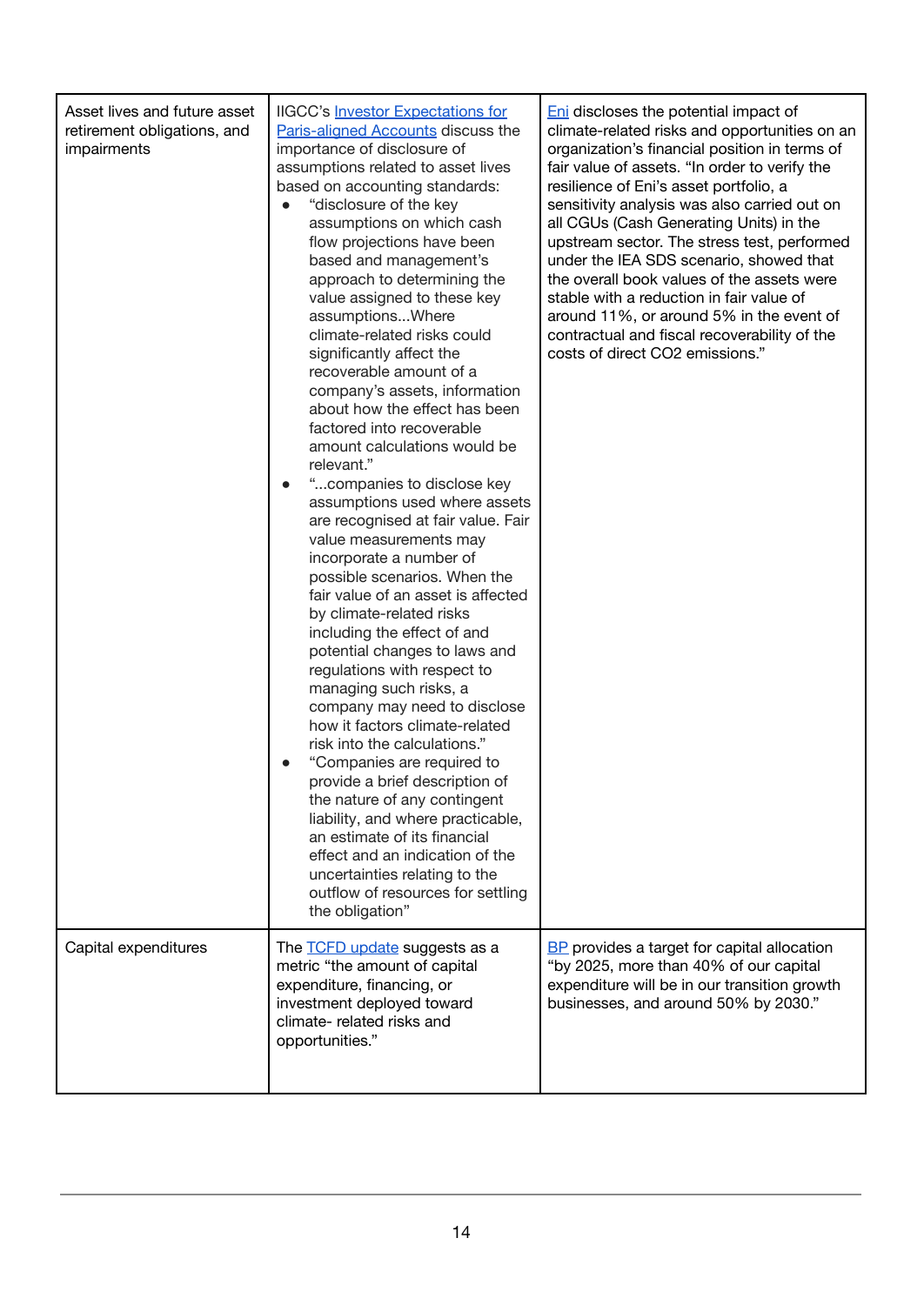| | | |
|---|---|---|
| Asset lives and future asset retirement obligations, and impairments | IIGCC's Investor Expectations for Paris-aligned Accounts discuss the importance of disclosure of assumptions related to asset lives based on accounting standards: <br>• "disclosure of the key assumptions on which cash flow projections have been based and management's approach to determining the value assigned to these key assumptions...Where climate-related risks could significantly affect the recoverable amount of a company's assets, information about how the effect has been factored into recoverable amount calculations would be relevant." <br>• "...companies to disclose key assumptions used where assets are recognised at fair value. Fair value measurements may incorporate a number of possible scenarios. When the fair value of an asset is affected by climate-related risks including the effect of and potential changes to laws and regulations with respect to managing such risks, a company may need to disclose how it factors climate-related risk into the calculations." <br>• "Companies are required to provide a brief description of the nature of any contingent liability, and where practicable, an estimate of its financial effect and an indication of the uncertainties relating to the outflow of resources for settling the obligation" | Eni discloses the potential impact of climate-related risks and opportunities on an organization's financial position in terms of fair value of assets. "In order to verify the resilience of Eni's asset portfolio, a sensitivity analysis was also carried out on all CGUs (Cash Generating Units) in the upstream sector. The stress test, performed under the IEA SDS scenario, showed that the overall book values of the assets were stable with a reduction in fair value of around 11%, or around 5% in the event of contractual and fiscal recoverability of the costs of direct CO2 emissions." |
| Capital expenditures | The TCFD update suggests as a metric "the amount of capital expenditure, financing, or investment deployed toward climate- related risks and opportunities." | BP provides a target for capital allocation "by 2025, more than 40% of our capital expenditure will be in our transition growth businesses, and around 50% by 2030." |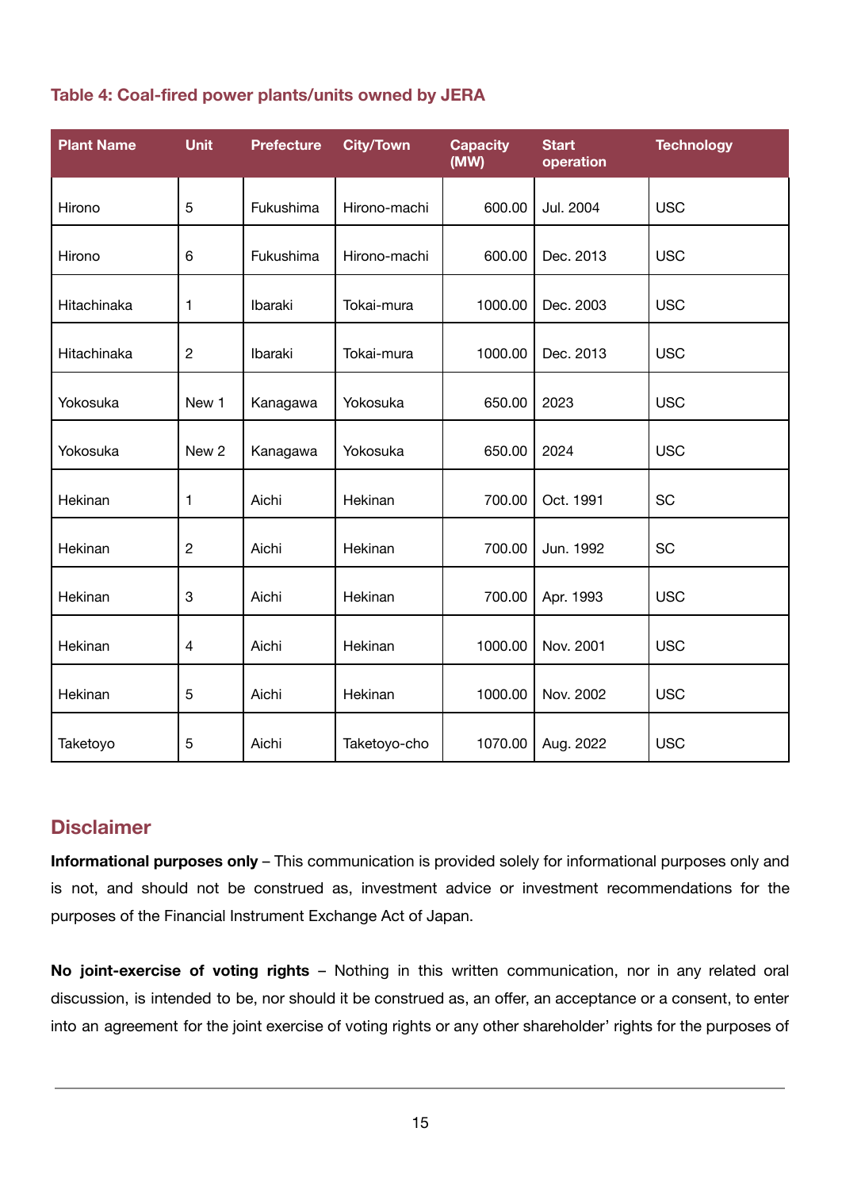### Table 4: Coal-fired power plants/units owned by JERA

| Plant Name | Unit | Prefecture | City/Town | Capacity (MW) | Start operation | Technology |
|---|---|---|---|---|---|---|
| Hirono | 5 | Fukushima | Hirono-machi | 600.00 | Jul. 2004 | USC |
| Hirono | 6 | Fukushima | Hirono-machi | 600.00 | Dec. 2013 | USC |
| Hitachinaka | 1 | Ibaraki | Tokai-mura | 1000.00 | Dec. 2003 | USC |
| Hitachinaka | 2 | Ibaraki | Tokai-mura | 1000.00 | Dec. 2013 | USC |
| Yokosuka | New 1 | Kanagawa | Yokosuka | 650.00 | 2023 | USC |
| Yokosuka | New 2 | Kanagawa | Yokosuka | 650.00 | 2024 | USC |
| Hekinan | 1 | Aichi | Hekinan | 700.00 | Oct. 1991 | SC |
| Hekinan | 2 | Aichi | Hekinan | 700.00 | Jun. 1992 | SC |
| Hekinan | 3 | Aichi | Hekinan | 700.00 | Apr. 1993 | USC |
| Hekinan | 4 | Aichi | Hekinan | 1000.00 | Nov. 2001 | USC |
| Hekinan | 5 | Aichi | Hekinan | 1000.00 | Nov. 2002 | USC |
| Taketoyo | 5 | Aichi | Taketoyo-cho | 1070.00 | Aug. 2022 | USC |

## Disclaimer

**Informational purposes only** – This communication is provided solely for informational purposes only and is not, and should not be construed as, investment advice or investment recommendations for the purposes of the Financial Instrument Exchange Act of Japan.

**No joint-exercise of voting rights** – Nothing in this written communication, nor in any related oral discussion, is intended to be, nor should it be construed as, an offer, an acceptance or a consent, to enter into an agreement for the joint exercise of voting rights or any other shareholder' rights for the purposes of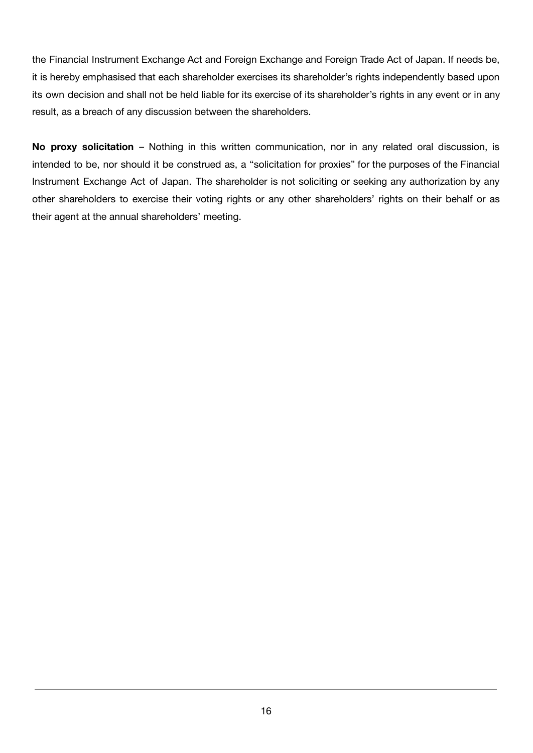the Financial Instrument Exchange Act and Foreign Exchange and Foreign Trade Act of Japan. If needs be, it is hereby emphasised that each shareholder exercises its shareholder's rights independently based upon its own decision and shall not be held liable for its exercise of its shareholder's rights in any event or in any result, as a breach of any discussion between the shareholders.

**No proxy solicitation** – Nothing in this written communication, nor in any related oral discussion, is intended to be, nor should it be construed as, a "solicitation for proxies" for the purposes of the Financial Instrument Exchange Act of Japan. The shareholder is not soliciting or seeking any authorization by any other shareholders to exercise their voting rights or any other shareholders' rights on their behalf or as their agent at the annual shareholders' meeting.